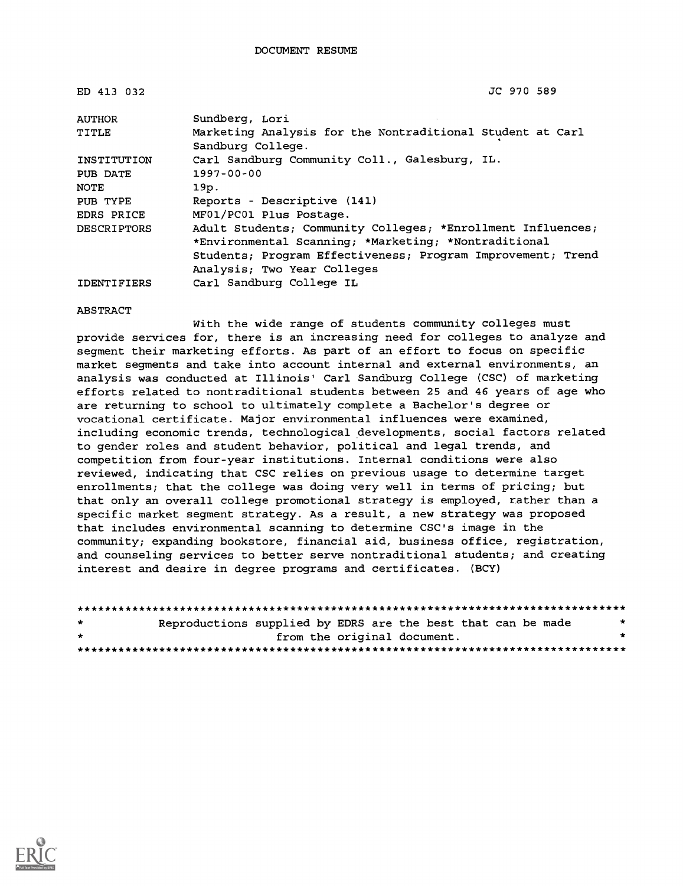# DOCUMENT RESUME

| | |
|---|---|
| ED 413 032 | JC 970 589 |
| AUTHOR | Sundberg, Lori |
| TITLE | Marketing Analysis for the Nontraditional Student at Carl Sandburg College. |
| INSTITUTION | Carl Sandburg Community Coll., Galesburg, IL. |
| PUB DATE | 1997-00-00 |
| NOTE | 19p. |
| PUB TYPE | Reports - Descriptive (141) |
| EDRS PRICE | MF01/PC01 Plus Postage. |
| DESCRIPTORS | Adult Students; Community Colleges; *Enrollment Influences; *Environmental Scanning; *Marketing; *Nontraditional Students; Program Effectiveness; Program Improvement; Trend Analysis; Two Year Colleges |
| IDENTIFIERS | Carl Sandburg College IL |

## ABSTRACT

With the wide range of students community colleges must provide services for, there is an increasing need for colleges to analyze and segment their marketing efforts. As part of an effort to focus on specific market segments and take into account internal and external environments, an analysis was conducted at Illinois' Carl Sandburg College (CSC) of marketing efforts related to nontraditional students between 25 and 46 years of age who are returning to school to ultimately complete a Bachelor's degree or vocational certificate. Major environmental influences were examined, including economic trends, technological developments, social factors related to gender roles and student behavior, political and legal trends, and competition from four-year institutions. Internal conditions were also reviewed, indicating that CSC relies on previous usage to determine target enrollments; that the college was doing very well in terms of pricing; but that only an overall college promotional strategy is employed, rather than a specific market segment strategy. As a result, a new strategy was proposed that includes environmental scanning to determine CSC's image in the community; expanding bookstore, financial aid, business office, registration, and counseling services to better serve nontraditional students; and creating interest and desire in degree programs and certificates. (BCY)

********************************************************************************
* Reproductions supplied by EDRS are the best that can be made *
* from the original document. *
********************************************************************************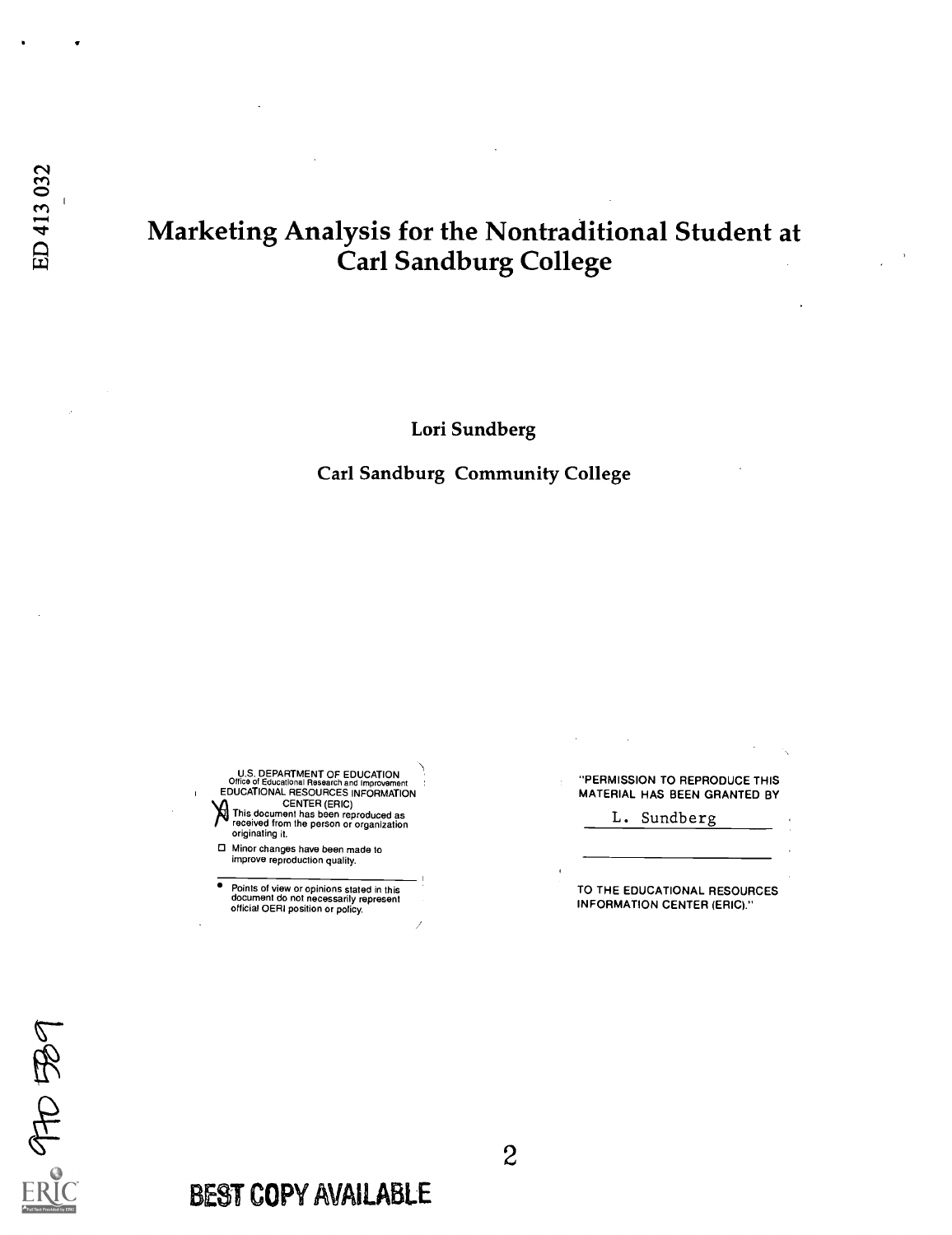ED 413 032

# Marketing Analysis for the Nontraditional Student at Carl Sandburg College

Lori Sundberg

Carl Sandburg Community College

U.S. DEPARTMENT OF EDUCATION
Office of Educational Research and Improvement
EDUCATIONAL RESOURCES INFORMATION CENTER (ERIC)

- [x] This document has been reproduced as received from the person or organization originating it.
- [ ] Minor changes have been made to improve reproduction quality.

- Points of view or opinions stated in this document do not necessarily represent official OERI position or policy.

"PERMISSION TO REPRODUCE THIS MATERIAL HAS BEEN GRANTED BY

L. Sundberg

TO THE EDUCATIONAL RESOURCES INFORMATION CENTER (ERIC)."

JC 970 589

BEST COPY AVAILABLE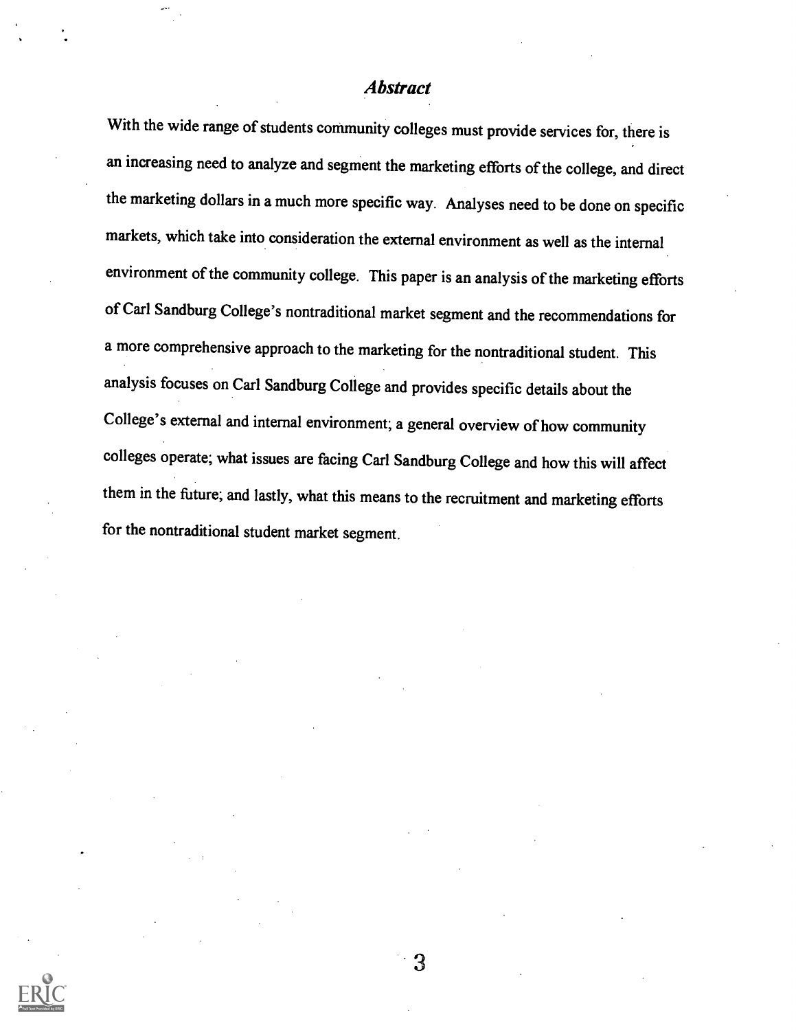## *Abstract*

With the wide range of students community colleges must provide services for, there is an increasing need to analyze and segment the marketing efforts of the college, and direct the marketing dollars in a much more specific way. Analyses need to be done on specific markets, which take into consideration the external environment as well as the internal environment of the community college. This paper is an analysis of the marketing efforts of Carl Sandburg College's nontraditional market segment and the recommendations for a more comprehensive approach to the marketing for the nontraditional student. This analysis focuses on Carl Sandburg College and provides specific details about the College's external and internal environment; a general overview of how community colleges operate; what issues are facing Carl Sandburg College and how this will affect them in the future; and lastly, what this means to the recruitment and marketing efforts for the nontraditional student market segment.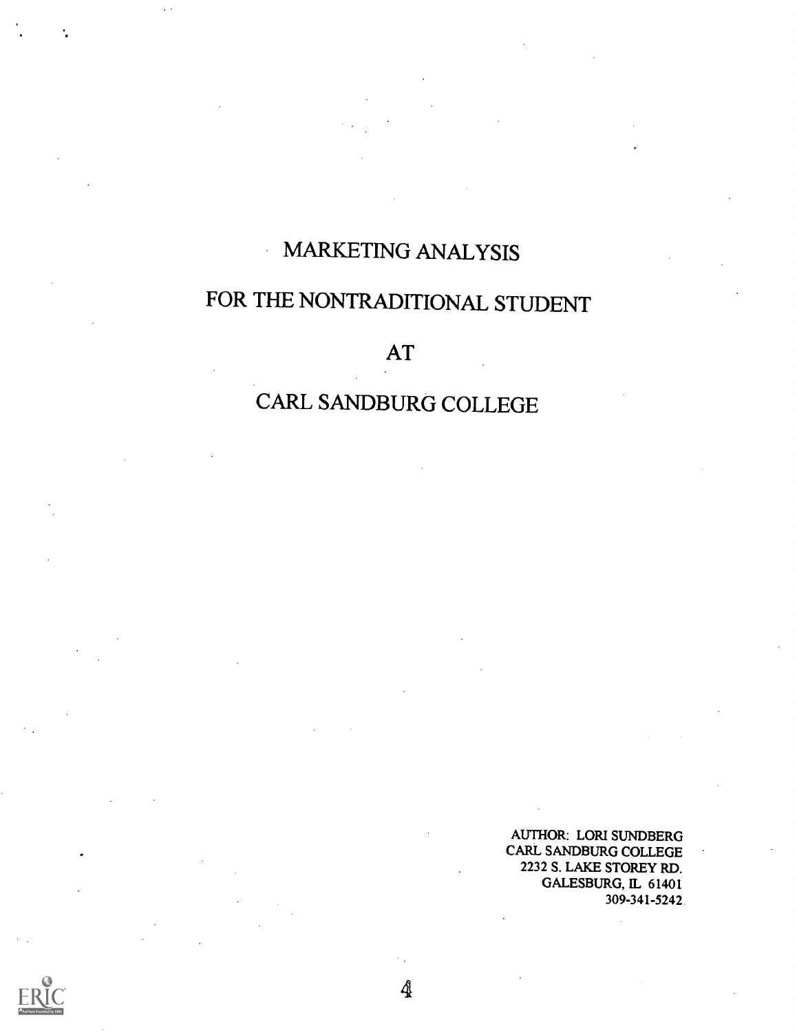# MARKETING ANALYSIS

# FOR THE NONTRADITIONAL STUDENT

# AT

# CARL SANDBURG COLLEGE

AUTHOR: LORI SUNDBERG
CARL SANDBURG COLLEGE
2232 S. LAKE STOREY RD.
GALESBURG, IL 61401
309-341-5242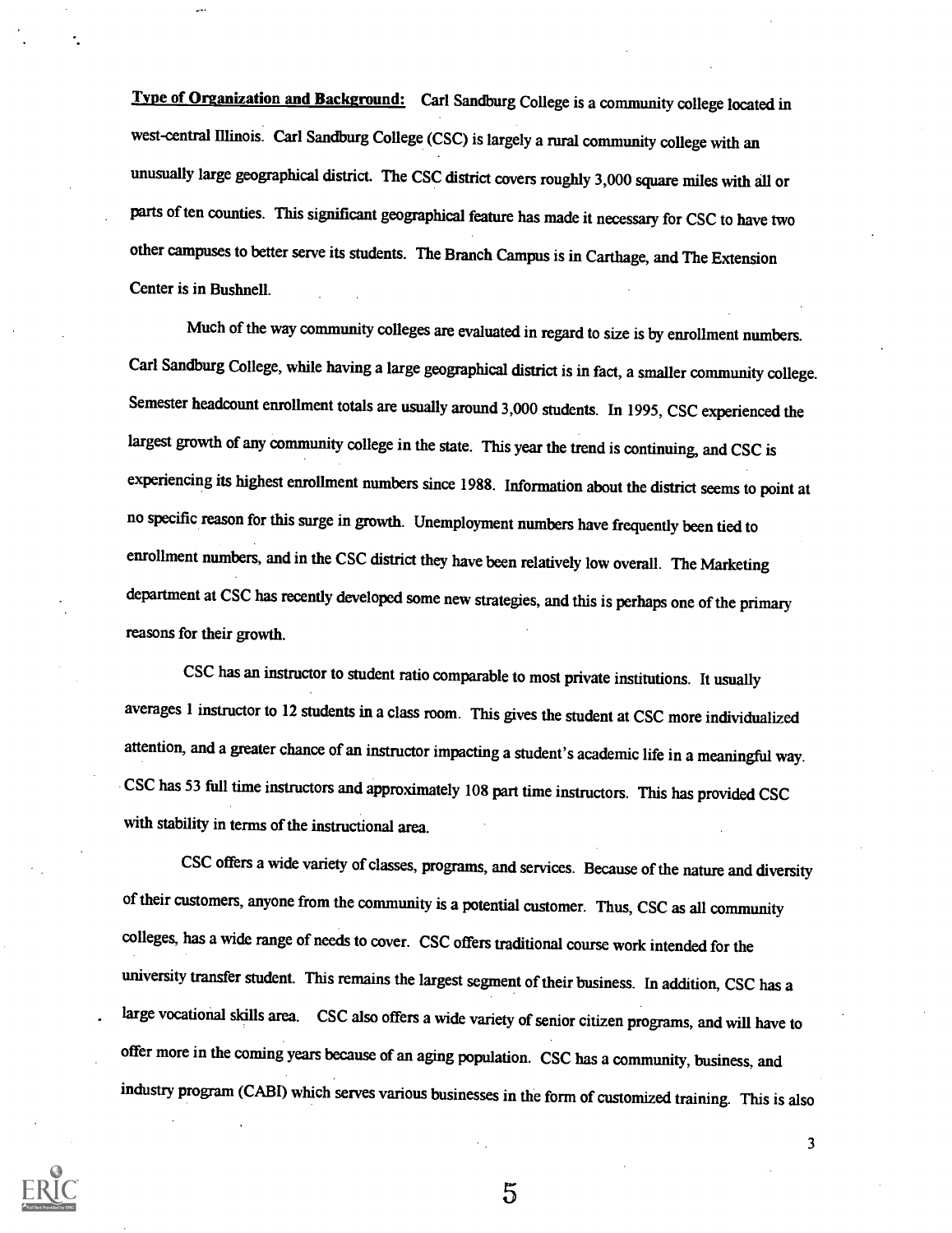**Type of Organization and Background:** Carl Sandburg College is a community college located in west-central Illinois. Carl Sandburg College (CSC) is largely a rural community college with an unusually large geographical district. The CSC district covers roughly 3,000 square miles with all or parts of ten counties. This significant geographical feature has made it necessary for CSC to have two other campuses to better serve its students. The Branch Campus is in Carthage, and The Extension Center is in Bushnell.

Much of the way community colleges are evaluated in regard to size is by enrollment numbers. Carl Sandburg College, while having a large geographical district is in fact, a smaller community college. Semester headcount enrollment totals are usually around 3,000 students. In 1995, CSC experienced the largest growth of any community college in the state. This year the trend is continuing, and CSC is experiencing its highest enrollment numbers since 1988. Information about the district seems to point at no specific reason for this surge in growth. Unemployment numbers have frequently been tied to enrollment numbers, and in the CSC district they have been relatively low overall. The Marketing department at CSC has recently developed some new strategies, and this is perhaps one of the primary reasons for their growth.

CSC has an instructor to student ratio comparable to most private institutions. It usually averages 1 instructor to 12 students in a class room. This gives the student at CSC more individualized attention, and a greater chance of an instructor impacting a student's academic life in a meaningful way. CSC has 53 full time instructors and approximately 108 part time instructors. This has provided CSC with stability in terms of the instructional area.

CSC offers a wide variety of classes, programs, and services. Because of the nature and diversity of their customers, anyone from the community is a potential customer. Thus, CSC as all community colleges, has a wide range of needs to cover. CSC offers traditional course work intended for the university transfer student. This remains the largest segment of their business. In addition, CSC has a large vocational skills area. CSC also offers a wide variety of senior citizen programs, and will have to offer more in the coming years because of an aging population. CSC has a community, business, and industry program (CABI) which serves various businesses in the form of customized training. This is also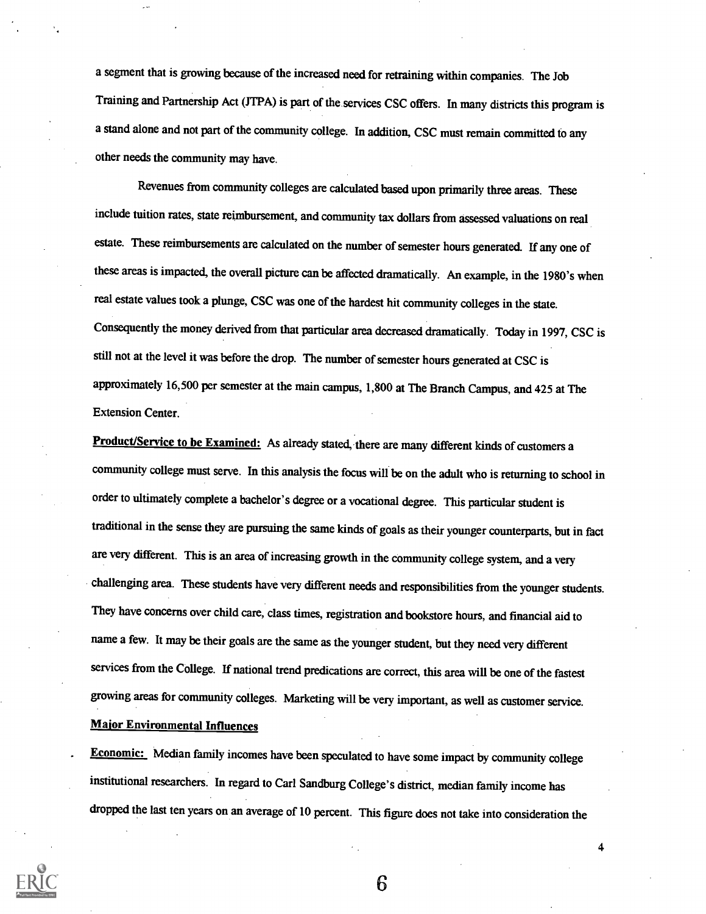a segment that is growing because of the increased need for retraining within companies. The Job Training and Partnership Act (JTPA) is part of the services CSC offers. In many districts this program is a stand alone and not part of the community college. In addition, CSC must remain committed to any other needs the community may have.

Revenues from community colleges are calculated based upon primarily three areas. These include tuition rates, state reimbursement, and community tax dollars from assessed valuations on real estate. These reimbursements are calculated on the number of semester hours generated. If any one of these areas is impacted, the overall picture can be affected dramatically. An example, in the 1980's when real estate values took a plunge, CSC was one of the hardest hit community colleges in the state. Consequently the money derived from that particular area decreased dramatically. Today in 1997, CSC is still not at the level it was before the drop. The number of semester hours generated at CSC is approximately 16,500 per semester at the main campus, 1,800 at The Branch Campus, and 425 at The Extension Center.

**Product/Service to be Examined:** As already stated, there are many different kinds of customers a community college must serve. In this analysis the focus will be on the adult who is returning to school in order to ultimately complete a bachelor's degree or a vocational degree. This particular student is traditional in the sense they are pursuing the same kinds of goals as their younger counterparts, but in fact are very different. This is an area of increasing growth in the community college system, and a very challenging area. These students have very different needs and responsibilities from the younger students. They have concerns over child care, class times, registration and bookstore hours, and financial aid to name a few. It may be their goals are the same as the younger student, but they need very different services from the College. If national trend predications are correct, this area will be one of the fastest growing areas for community colleges. Marketing will be very important, as well as customer service.

## Major Environmental Influences

**Economic:** Median family incomes have been speculated to have some impact by community college institutional researchers. In regard to Carl Sandburg College's district, median family income has dropped the last ten years on an average of 10 percent. This figure does not take into consideration the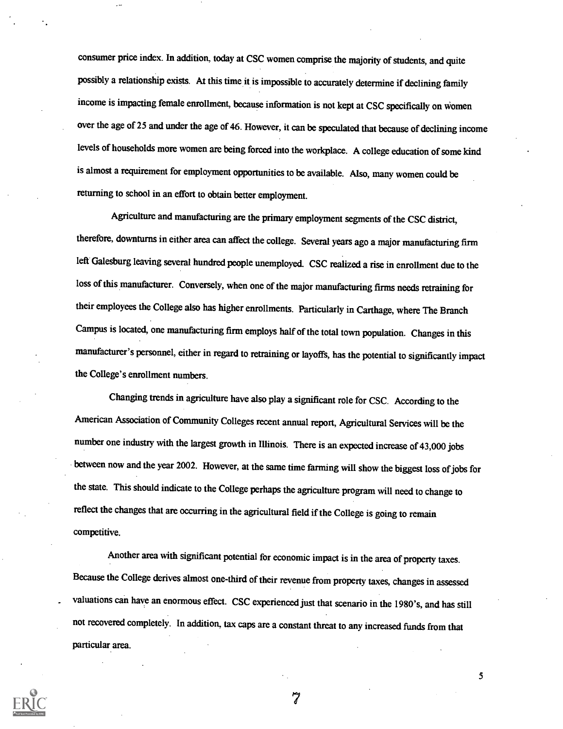consumer price index. In addition, today at CSC women comprise the majority of students, and quite possibly a relationship exists. At this time it is impossible to accurately determine if declining family income is impacting female enrollment, because information is not kept at CSC specifically on women over the age of 25 and under the age of 46. However, it can be speculated that because of declining income levels of households more women are being forced into the workplace. A college education of some kind is almost a requirement for employment opportunities to be available. Also, many women could be returning to school in an effort to obtain better employment.

Agriculture and manufacturing are the primary employment segments of the CSC district, therefore, downturns in either area can affect the college. Several years ago a major manufacturing firm left Galesburg leaving several hundred people unemployed. CSC realized a rise in enrollment due to the loss of this manufacturer. Conversely, when one of the major manufacturing firms needs retraining for their employees the College also has higher enrollments. Particularly in Carthage, where The Branch Campus is located, one manufacturing firm employs half of the total town population. Changes in this manufacturer's personnel, either in regard to retraining or layoffs, has the potential to significantly impact the College's enrollment numbers.

Changing trends in agriculture have also play a significant role for CSC. According to the American Association of Community Colleges recent annual report, Agricultural Services will be the number one industry with the largest growth in Illinois. There is an expected increase of 43,000 jobs between now and the year 2002. However, at the same time farming will show the biggest loss of jobs for the state. This should indicate to the College perhaps the agriculture program will need to change to reflect the changes that are occurring in the agricultural field if the College is going to remain competitive.

Another area with significant potential for economic impact is in the area of property taxes. Because the College derives almost one-third of their revenue from property taxes, changes in assessed valuations can have an enormous effect. CSC experienced just that scenario in the 1980's, and has still not recovered completely. In addition, tax caps are a constant threat to any increased funds from that particular area.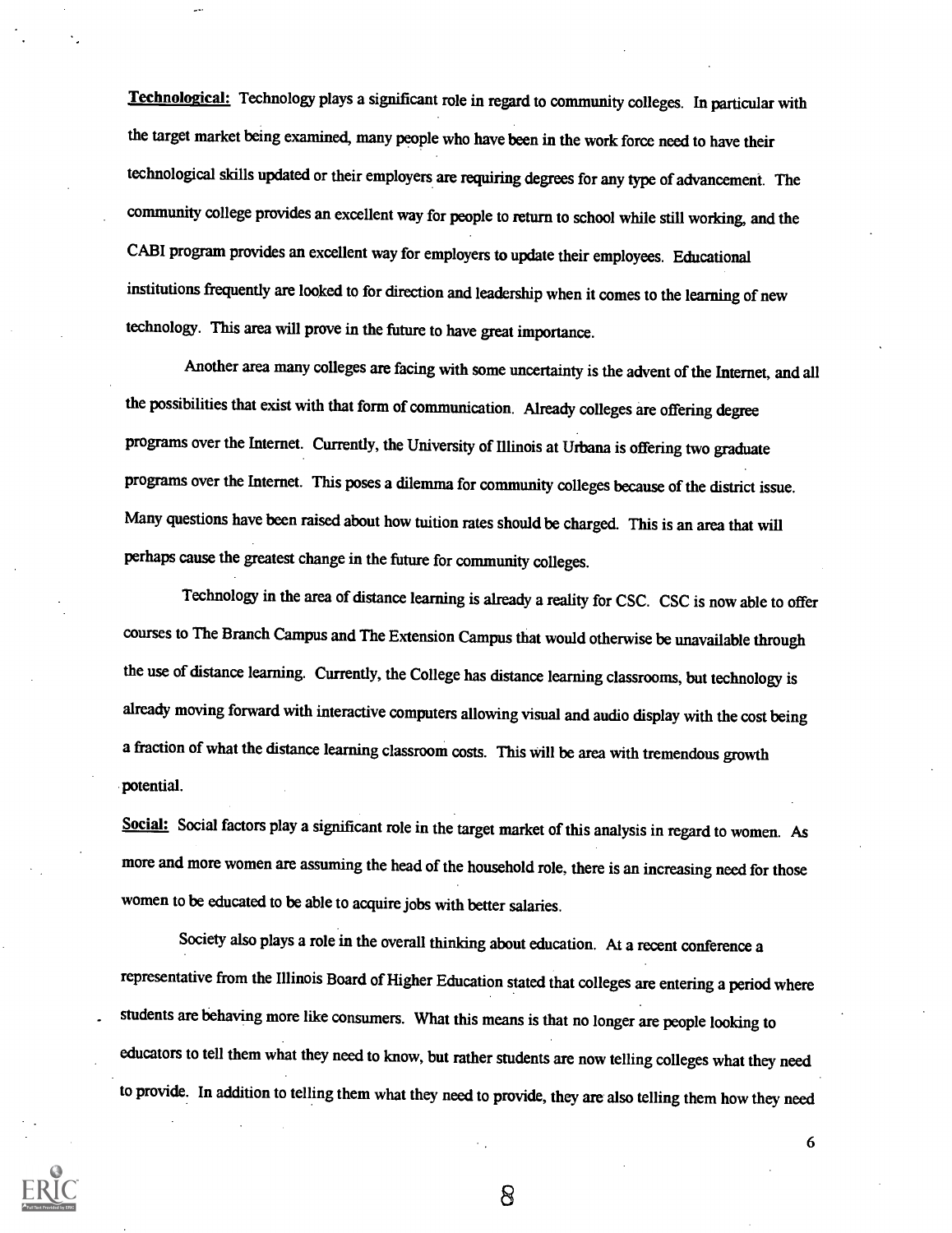**Technological:** Technology plays a significant role in regard to community colleges. In particular with the target market being examined, many people who have been in the work force need to have their technological skills updated or their employers are requiring degrees for any type of advancement. The community college provides an excellent way for people to return to school while still working, and the CABI program provides an excellent way for employers to update their employees. Educational institutions frequently are looked to for direction and leadership when it comes to the learning of new technology. This area will prove in the future to have great importance.

Another area many colleges are facing with some uncertainty is the advent of the Internet, and all the possibilities that exist with that form of communication. Already colleges are offering degree programs over the Internet. Currently, the University of Illinois at Urbana is offering two graduate programs over the Internet. This poses a dilemma for community colleges because of the district issue. Many questions have been raised about how tuition rates should be charged. This is an area that will perhaps cause the greatest change in the future for community colleges.

Technology in the area of distance learning is already a reality for CSC. CSC is now able to offer courses to The Branch Campus and The Extension Campus that would otherwise be unavailable through the use of distance learning. Currently, the College has distance learning classrooms, but technology is already moving forward with interactive computers allowing visual and audio display with the cost being a fraction of what the distance learning classroom costs. This will be area with tremendous growth potential.

**Social:** Social factors play a significant role in the target market of this analysis in regard to women. As more and more women are assuming the head of the household role, there is an increasing need for those women to be educated to be able to acquire jobs with better salaries.

Society also plays a role in the overall thinking about education. At a recent conference a representative from the Illinois Board of Higher Education stated that colleges are entering a period where students are behaving more like consumers. What this means is that no longer are people looking to educators to tell them what they need to know, but rather students are now telling colleges what they need to provide. In addition to telling them what they need to provide, they are also telling them how they need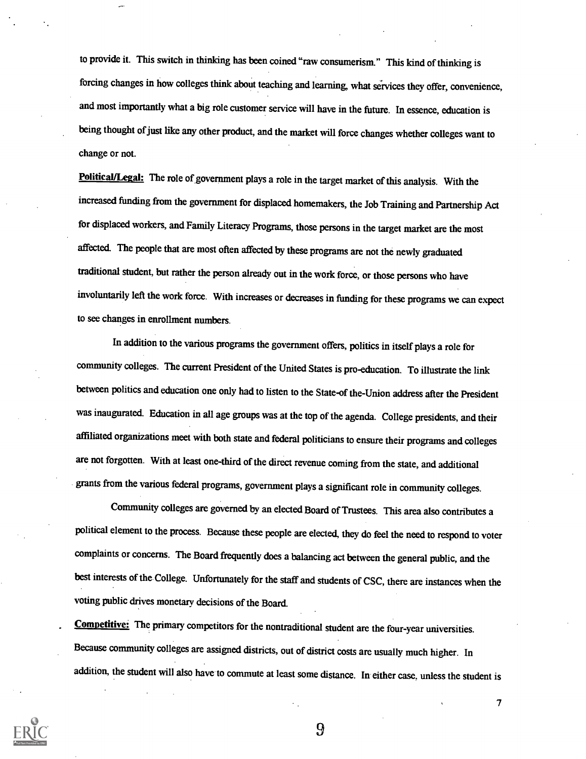to provide it. This switch in thinking has been coined "raw consumerism." This kind of thinking is forcing changes in how colleges think about teaching and learning, what services they offer, convenience, and most importantly what a big role customer service will have in the future. In essence, education is being thought of just like any other product, and the market will force changes whether colleges want to change or not.

**Political/Legal:** The role of government plays a role in the target market of this analysis. With the increased funding from the government for displaced homemakers, the Job Training and Partnership Act for displaced workers, and Family Literacy Programs, those persons in the target market are the most affected. The people that are most often affected by these programs are not the newly graduated traditional student, but rather the person already out in the work force, or those persons who have involuntarily left the work force. With increases or decreases in funding for these programs we can expect to see changes in enrollment numbers.

In addition to the various programs the government offers, politics in itself plays a role for community colleges. The current President of the United States is pro-education. To illustrate the link between politics and education one only had to listen to the State-of the-Union address after the President was inaugurated. Education in all age groups was at the top of the agenda. College presidents, and their affiliated organizations meet with both state and federal politicians to ensure their programs and colleges are not forgotten. With at least one-third of the direct revenue coming from the state, and additional grants from the various federal programs, government plays a significant role in community colleges.

Community colleges are governed by an elected Board of Trustees. This area also contributes a political element to the process. Because these people are elected, they do feel the need to respond to voter complaints or concerns. The Board frequently does a balancing act between the general public, and the best interests of the College. Unfortunately for the staff and students of CSC, there are instances when the voting public drives monetary decisions of the Board.

**Competitive:** The primary competitors for the nontraditional student are the four-year universities. Because community colleges are assigned districts, out of district costs are usually much higher. In addition, the student will also have to commute at least some distance. In either case, unless the student is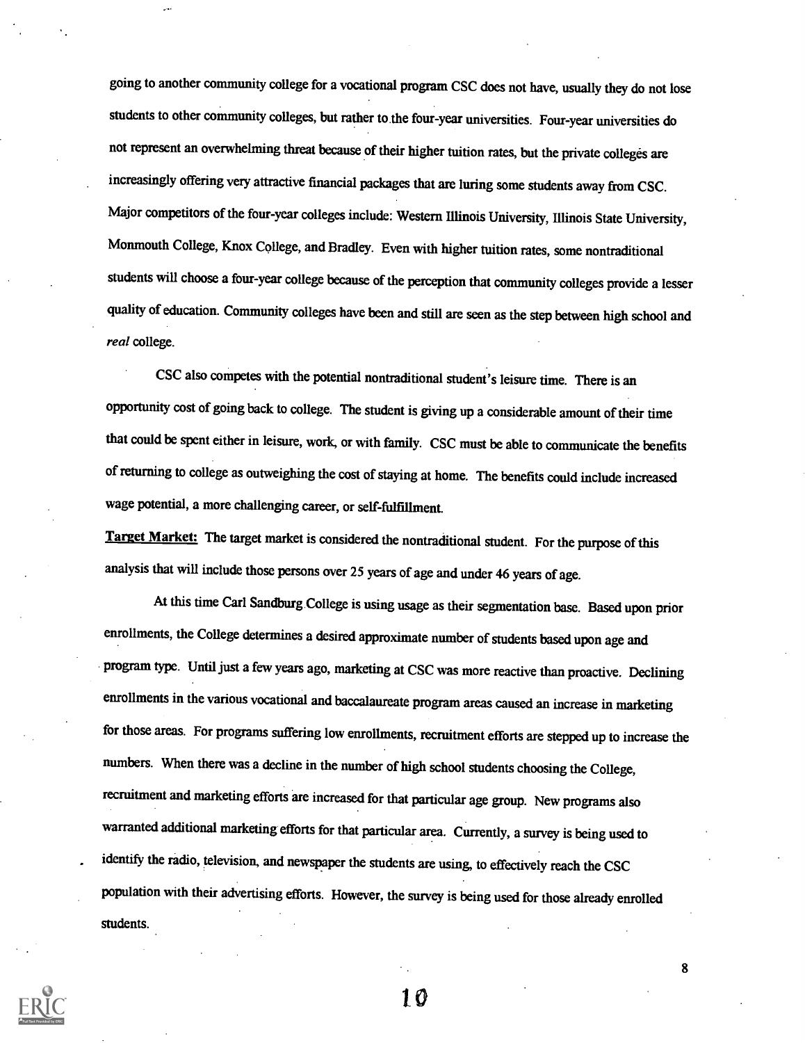going to another community college for a vocational program CSC does not have, usually they do not lose students to other community colleges, but rather to the four-year universities. Four-year universities do not represent an overwhelming threat because of their higher tuition rates, but the private colleges are increasingly offering very attractive financial packages that are luring some students away from CSC. Major competitors of the four-year colleges include: Western Illinois University, Illinois State University, Monmouth College, Knox College, and Bradley. Even with higher tuition rates, some nontraditional students will choose a four-year college because of the perception that community colleges provide a lesser quality of education. Community colleges have been and still are seen as the step between high school and *real* college.

CSC also competes with the potential nontraditional student's leisure time. There is an opportunity cost of going back to college. The student is giving up a considerable amount of their time that could be spent either in leisure, work, or with family. CSC must be able to communicate the benefits of returning to college as outweighing the cost of staying at home. The benefits could include increased wage potential, a more challenging career, or self-fulfillment.

**Target Market:** The target market is considered the nontraditional student. For the purpose of this analysis that will include those persons over 25 years of age and under 46 years of age.

At this time Carl Sandburg College is using usage as their segmentation base. Based upon prior enrollments, the College determines a desired approximate number of students based upon age and program type. Until just a few years ago, marketing at CSC was more reactive than proactive. Declining enrollments in the various vocational and baccalaureate program areas caused an increase in marketing for those areas. For programs suffering low enrollments, recruitment efforts are stepped up to increase the numbers. When there was a decline in the number of high school students choosing the College, recruitment and marketing efforts are increased for that particular age group. New programs also warranted additional marketing efforts for that particular area. Currently, a survey is being used to identify the radio, television, and newspaper the students are using, to effectively reach the CSC population with their advertising efforts. However, the survey is being used for those already enrolled students.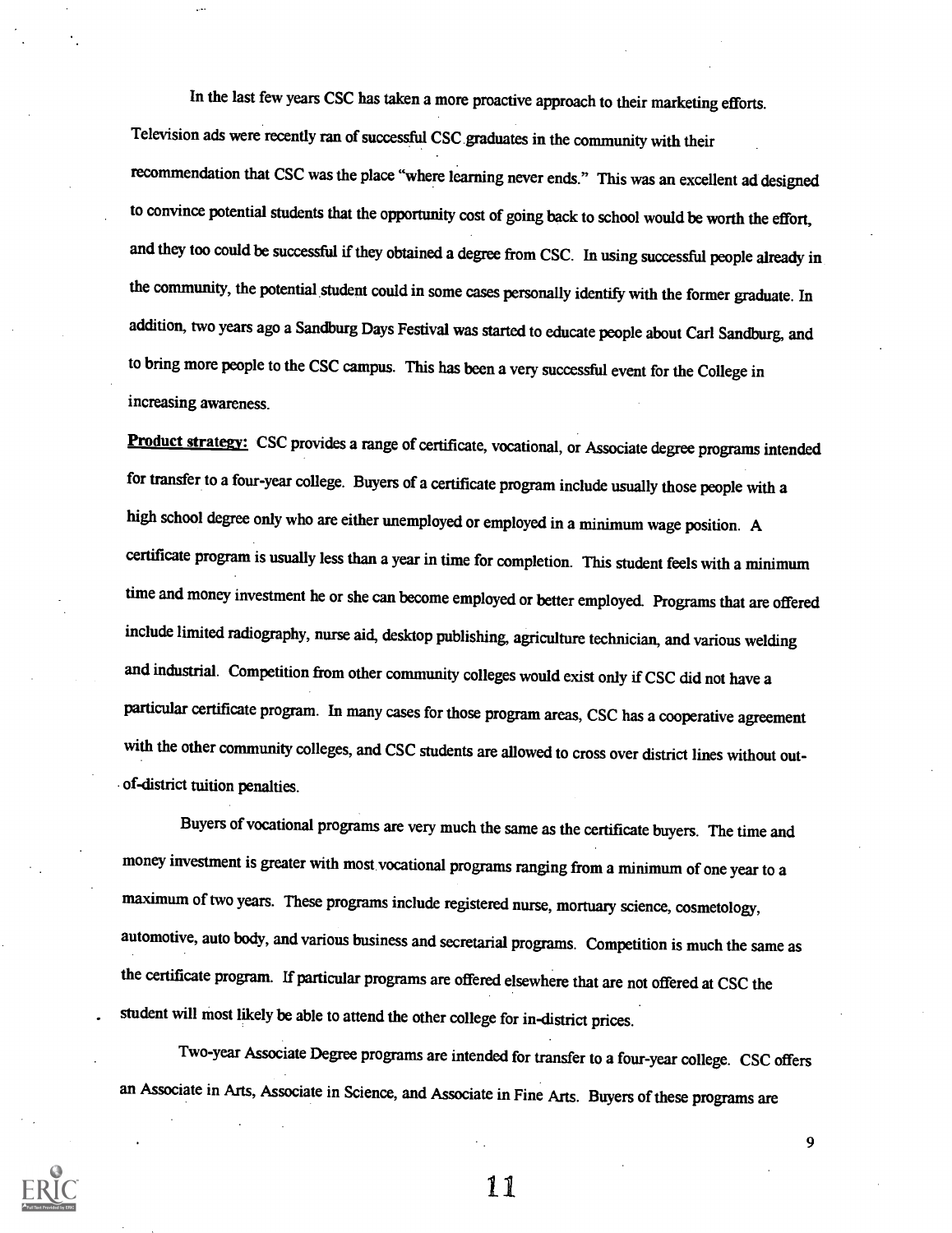In the last few years CSC has taken a more proactive approach to their marketing efforts. Television ads were recently ran of successful CSC graduates in the community with their recommendation that CSC was the place "where learning never ends." This was an excellent ad designed to convince potential students that the opportunity cost of going back to school would be worth the effort, and they too could be successful if they obtained a degree from CSC. In using successful people already in the community, the potential student could in some cases personally identify with the former graduate. In addition, two years ago a Sandburg Days Festival was started to educate people about Carl Sandburg, and to bring more people to the CSC campus. This has been a very successful event for the College in increasing awareness.

**Product strategy:** CSC provides a range of certificate, vocational, or Associate degree programs intended for transfer to a four-year college. Buyers of a certificate program include usually those people with a high school degree only who are either unemployed or employed in a minimum wage position. A certificate program is usually less than a year in time for completion. This student feels with a minimum time and money investment he or she can become employed or better employed. Programs that are offered include limited radiography, nurse aid, desktop publishing, agriculture technician, and various welding and industrial. Competition from other community colleges would exist only if CSC did not have a particular certificate program. In many cases for those program areas, CSC has a cooperative agreement with the other community colleges, and CSC students are allowed to cross over district lines without out-of-district tuition penalties.

Buyers of vocational programs are very much the same as the certificate buyers. The time and money investment is greater with most vocational programs ranging from a minimum of one year to a maximum of two years. These programs include registered nurse, mortuary science, cosmetology, automotive, auto body, and various business and secretarial programs. Competition is much the same as the certificate program. If particular programs are offered elsewhere that are not offered at CSC the student will most likely be able to attend the other college for in-district prices.

Two-year Associate Degree programs are intended for transfer to a four-year college. CSC offers an Associate in Arts, Associate in Science, and Associate in Fine Arts. Buyers of these programs are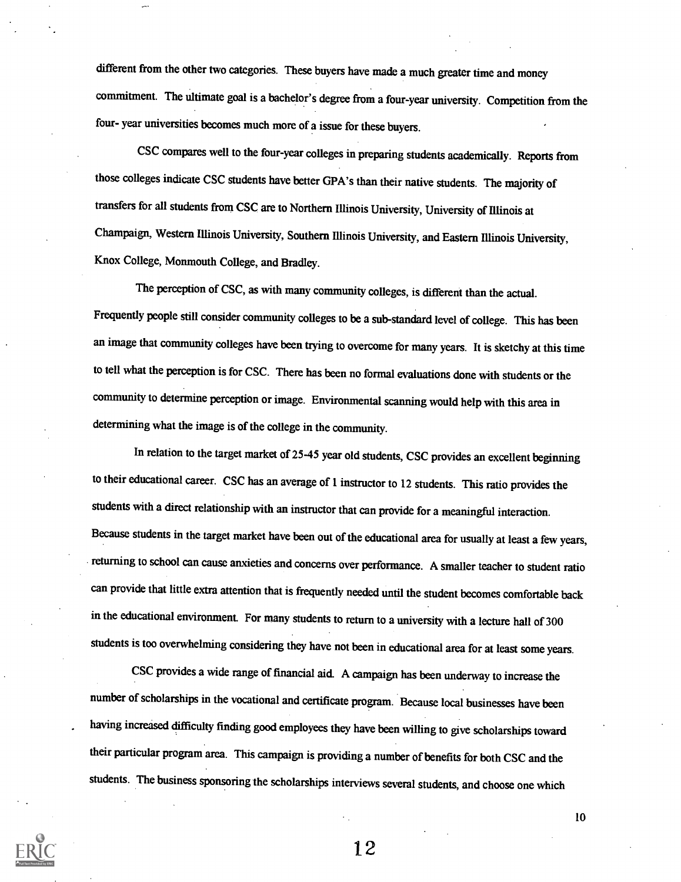different from the other two categories. These buyers have made a much greater time and money commitment. The ultimate goal is a bachelor's degree from a four-year university. Competition from the four- year universities becomes much more of a issue for these buyers.

CSC compares well to the four-year colleges in preparing students academically. Reports from those colleges indicate CSC students have better GPA's than their native students. The majority of transfers for all students from CSC are to Northern Illinois University, University of Illinois at Champaign, Western Illinois University, Southern Illinois University, and Eastern Illinois University, Knox College, Monmouth College, and Bradley.

The perception of CSC, as with many community colleges, is different than the actual. Frequently people still consider community colleges to be a sub-standard level of college. This has been an image that community colleges have been trying to overcome for many years. It is sketchy at this time to tell what the perception is for CSC. There has been no formal evaluations done with students or the community to determine perception or image. Environmental scanning would help with this area in determining what the image is of the college in the community.

In relation to the target market of 25-45 year old students, CSC provides an excellent beginning to their educational career. CSC has an average of 1 instructor to 12 students. This ratio provides the students with a direct relationship with an instructor that can provide for a meaningful interaction. Because students in the target market have been out of the educational area for usually at least a few years, returning to school can cause anxieties and concerns over performance. A smaller teacher to student ratio can provide that little extra attention that is frequently needed until the student becomes comfortable back in the educational environment. For many students to return to a university with a lecture hall of 300 students is too overwhelming considering they have not been in educational area for at least some years.

CSC provides a wide range of financial aid. A campaign has been underway to increase the number of scholarships in the vocational and certificate program. Because local businesses have been having increased difficulty finding good employees they have been willing to give scholarships toward their particular program area. This campaign is providing a number of benefits for both CSC and the students. The business sponsoring the scholarships interviews several students, and choose one which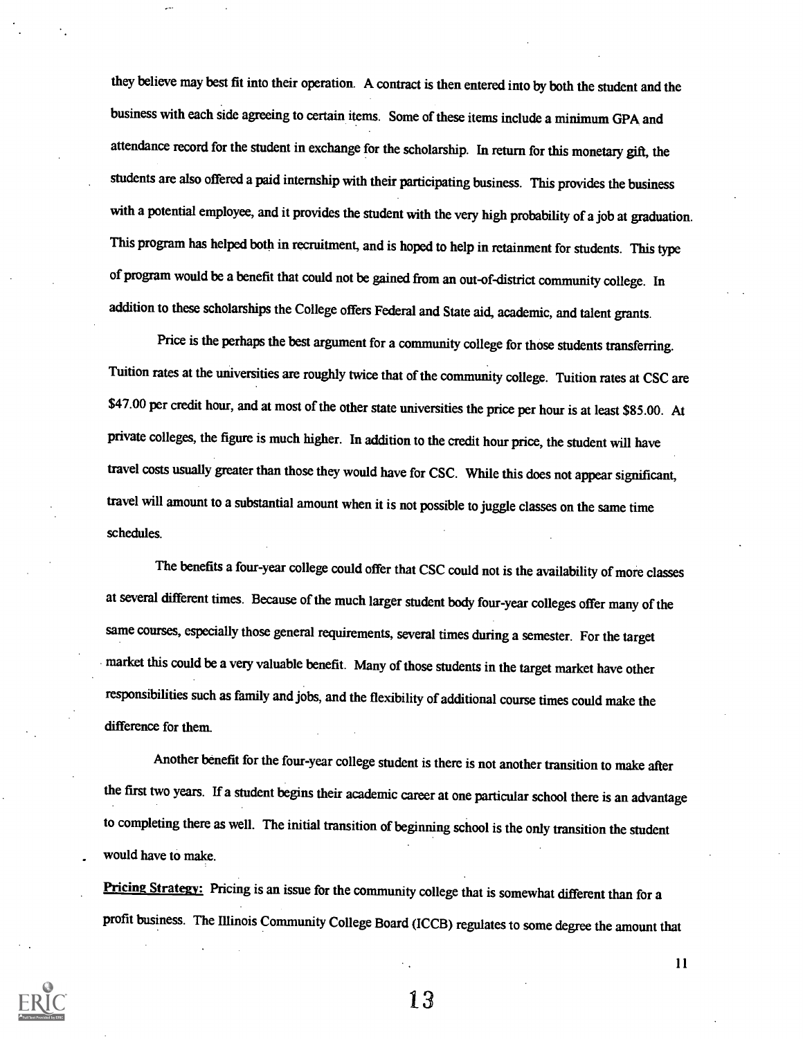they believe may best fit into their operation. A contract is then entered into by both the student and the business with each side agreeing to certain items. Some of these items include a minimum GPA and attendance record for the student in exchange for the scholarship. In return for this monetary gift, the students are also offered a paid internship with their participating business. This provides the business with a potential employee, and it provides the student with the very high probability of a job at graduation. This program has helped both in recruitment, and is hoped to help in retainment for students. This type of program would be a benefit that could not be gained from an out-of-district community college. In addition to these scholarships the College offers Federal and State aid, academic, and talent grants.

Price is the perhaps the best argument for a community college for those students transferring. Tuition rates at the universities are roughly twice that of the community college. Tuition rates at CSC are $47.00 per credit hour, and at most of the other state universities the price per hour is at least $85.00. At private colleges, the figure is much higher. In addition to the credit hour price, the student will have travel costs usually greater than those they would have for CSC. While this does not appear significant, travel will amount to a substantial amount when it is not possible to juggle classes on the same time schedules.

The benefits a four-year college could offer that CSC could not is the availability of more classes at several different times. Because of the much larger student body four-year colleges offer many of the same courses, especially those general requirements, several times during a semester. For the target market this could be a very valuable benefit. Many of those students in the target market have other responsibilities such as family and jobs, and the flexibility of additional course times could make the difference for them.

Another benefit for the four-year college student is there is not another transition to make after the first two years. If a student begins their academic career at one particular school there is an advantage to completing there as well. The initial transition of beginning school is the only transition the student would have to make.

**Pricing Strategy:** Pricing is an issue for the community college that is somewhat different than for a profit business. The Illinois Community College Board (ICCB) regulates to some degree the amount that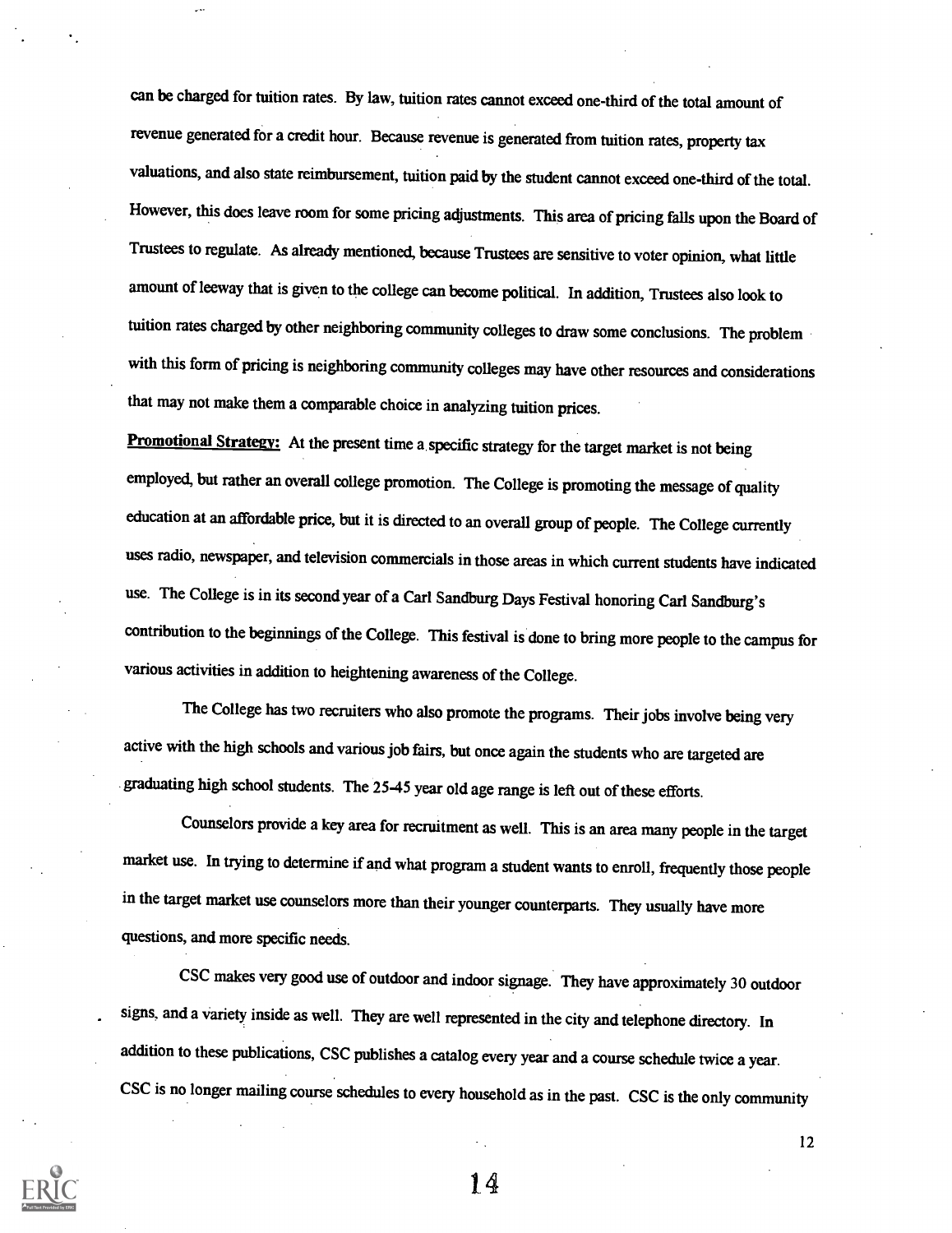can be charged for tuition rates. By law, tuition rates cannot exceed one-third of the total amount of revenue generated for a credit hour. Because revenue is generated from tuition rates, property tax valuations, and also state reimbursement, tuition paid by the student cannot exceed one-third of the total. However, this does leave room for some pricing adjustments. This area of pricing falls upon the Board of Trustees to regulate. As already mentioned, because Trustees are sensitive to voter opinion, what little amount of leeway that is given to the college can become political. In addition, Trustees also look to tuition rates charged by other neighboring community colleges to draw some conclusions. The problem with this form of pricing is neighboring community colleges may have other resources and considerations that may not make them a comparable choice in analyzing tuition prices.

**Promotional Strategy:** At the present time a specific strategy for the target market is not being employed, but rather an overall college promotion. The College is promoting the message of quality education at an affordable price, but it is directed to an overall group of people. The College currently uses radio, newspaper, and television commercials in those areas in which current students have indicated use. The College is in its second year of a Carl Sandburg Days Festival honoring Carl Sandburg's contribution to the beginnings of the College. This festival is done to bring more people to the campus for various activities in addition to heightening awareness of the College.

The College has two recruiters who also promote the programs. Their jobs involve being very active with the high schools and various job fairs, but once again the students who are targeted are graduating high school students. The 25-45 year old age range is left out of these efforts.

Counselors provide a key area for recruitment as well. This is an area many people in the target market use. In trying to determine if and what program a student wants to enroll, frequently those people in the target market use counselors more than their younger counterparts. They usually have more questions, and more specific needs.

CSC makes very good use of outdoor and indoor signage. They have approximately 30 outdoor signs, and a variety inside as well. They are well represented in the city and telephone directory. In addition to these publications, CSC publishes a catalog every year and a course schedule twice a year. CSC is no longer mailing course schedules to every household as in the past. CSC is the only community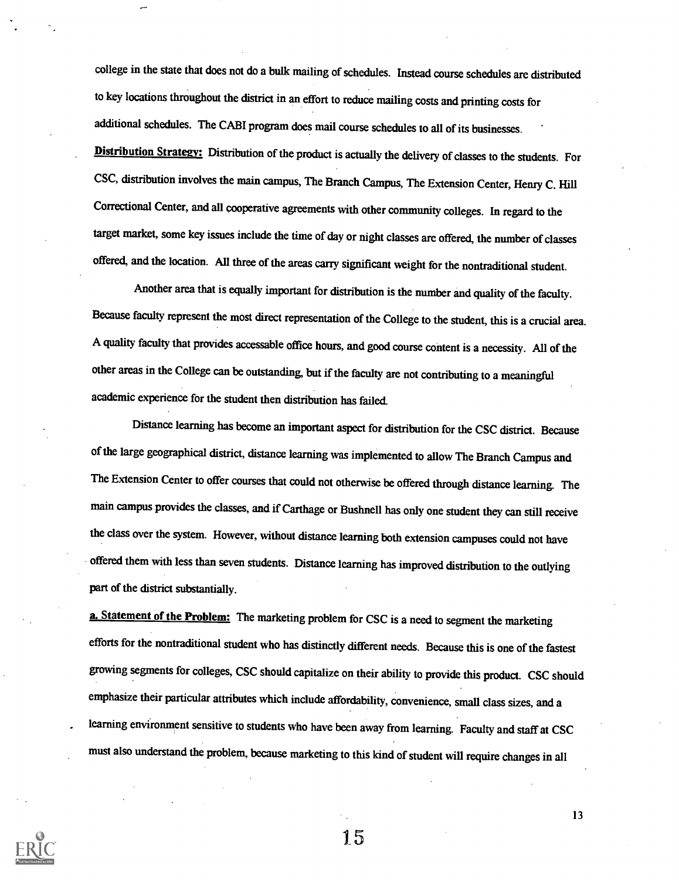college in the state that does not do a bulk mailing of schedules. Instead course schedules are distributed to key locations throughout the district in an effort to reduce mailing costs and printing costs for additional schedules. The CABI program does mail course schedules to all of its businesses.

**Distribution Strategy:** Distribution of the product is actually the delivery of classes to the students. For CSC, distribution involves the main campus, The Branch Campus, The Extension Center, Henry C. Hill Correctional Center, and all cooperative agreements with other community colleges. In regard to the target market, some key issues include the time of day or night classes are offered, the number of classes offered, and the location. All three of the areas carry significant weight for the nontraditional student.

Another area that is equally important for distribution is the number and quality of the faculty. Because faculty represent the most direct representation of the College to the student, this is a crucial area. A quality faculty that provides accessable office hours, and good course content is a necessity. All of the other areas in the College can be outstanding, but if the faculty are not contributing to a meaningful academic experience for the student then distribution has failed.

Distance learning has become an important aspect for distribution for the CSC district. Because of the large geographical district, distance learning was implemented to allow The Branch Campus and The Extension Center to offer courses that could not otherwise be offered through distance learning. The main campus provides the classes, and if Carthage or Bushnell has only one student they can still receive the class over the system. However, without distance learning both extension campuses could not have offered them with less than seven students. Distance learning has improved distribution to the outlying part of the district substantially.

**a. Statement of the Problem:** The marketing problem for CSC is a need to segment the marketing efforts for the nontraditional student who has distinctly different needs. Because this is one of the fastest growing segments for colleges, CSC should capitalize on their ability to provide this product. CSC should emphasize their particular attributes which include affordability, convenience, small class sizes, and a learning environment sensitive to students who have been away from learning. Faculty and staff at CSC must also understand the problem, because marketing to this kind of student will require changes in all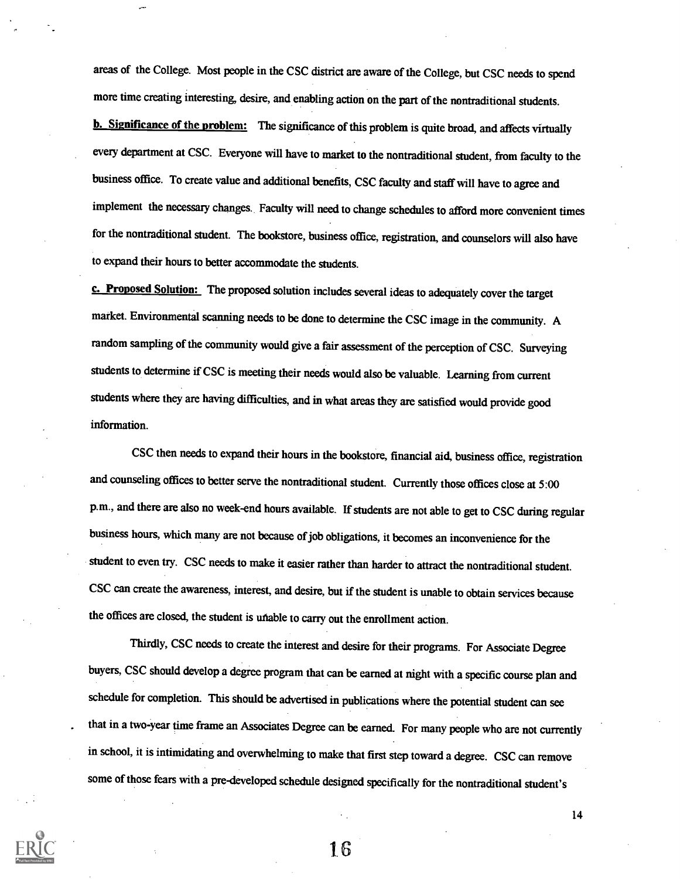areas of the College. Most people in the CSC district are aware of the College, but CSC needs to spend more time creating interesting, desire, and enabling action on the part of the nontraditional students.

**b. Significance of the problem:** The significance of this problem is quite broad, and affects virtually every department at CSC. Everyone will have to market to the nontraditional student, from faculty to the business office. To create value and additional benefits, CSC faculty and staff will have to agree and implement the necessary changes. Faculty will need to change schedules to afford more convenient times for the nontraditional student. The bookstore, business office, registration, and counselors will also have to expand their hours to better accommodate the students.

**c. Proposed Solution:** The proposed solution includes several ideas to adequately cover the target market. Environmental scanning needs to be done to determine the CSC image in the community. A random sampling of the community would give a fair assessment of the perception of CSC. Surveying students to determine if CSC is meeting their needs would also be valuable. Learning from current students where they are having difficulties, and in what areas they are satisfied would provide good information.

CSC then needs to expand their hours in the bookstore, financial aid, business office, registration and counseling offices to better serve the nontraditional student. Currently those offices close at 5:00 p.m., and there are also no week-end hours available. If students are not able to get to CSC during regular business hours, which many are not because of job obligations, it becomes an inconvenience for the student to even try. CSC needs to make it easier rather than harder to attract the nontraditional student. CSC can create the awareness, interest, and desire, but if the student is unable to obtain services because the offices are closed, the student is unable to carry out the enrollment action.

Thirdly, CSC needs to create the interest and desire for their programs. For Associate Degree buyers, CSC should develop a degree program that can be earned at night with a specific course plan and schedule for completion. This should be advertised in publications where the potential student can see that in a two-year time frame an Associates Degree can be earned. For many people who are not currently in school, it is intimidating and overwhelming to make that first step toward a degree. CSC can remove some of those fears with a pre-developed schedule designed specifically for the nontraditional student's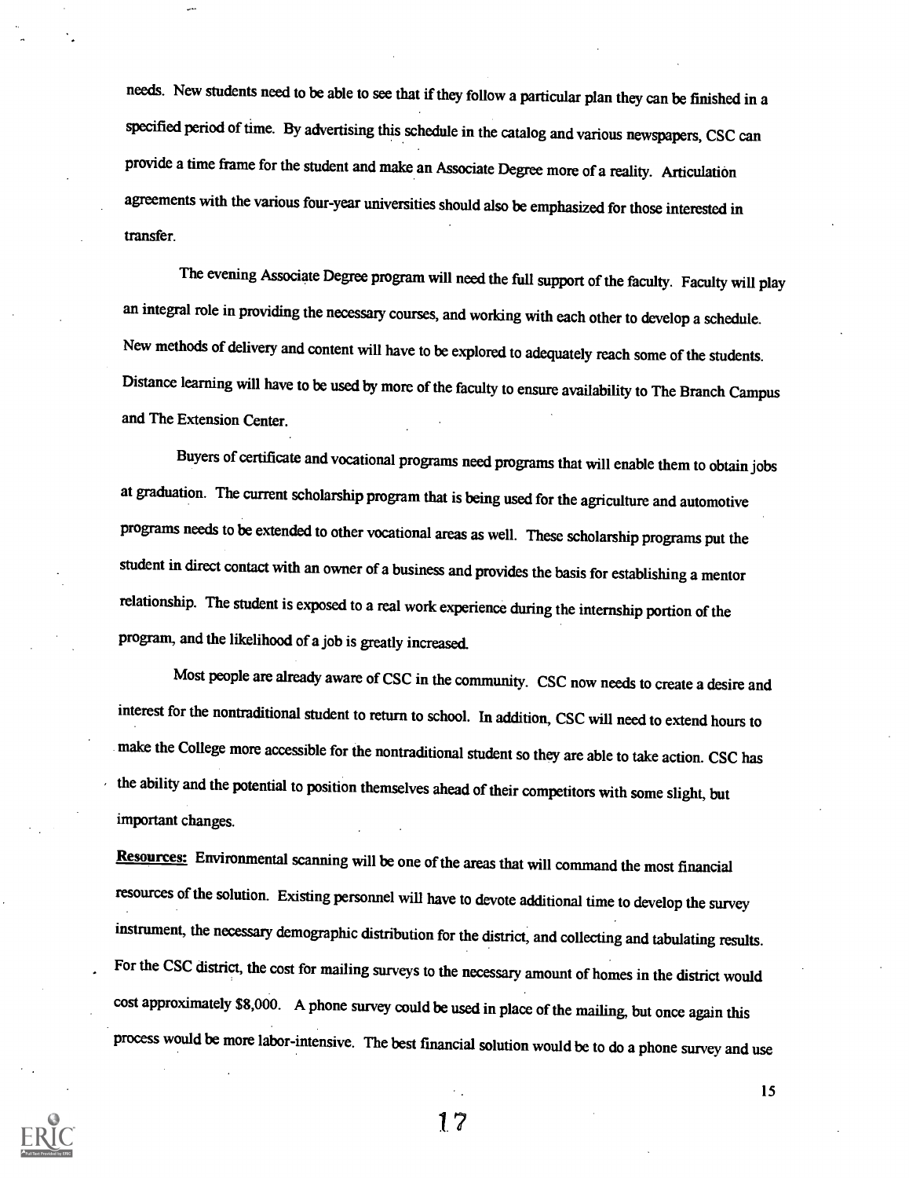needs. New students need to be able to see that if they follow a particular plan they can be finished in a specified period of time. By advertising this schedule in the catalog and various newspapers, CSC can provide a time frame for the student and make an Associate Degree more of a reality. Articulation agreements with the various four-year universities should also be emphasized for those interested in transfer.

The evening Associate Degree program will need the full support of the faculty. Faculty will play an integral role in providing the necessary courses, and working with each other to develop a schedule. New methods of delivery and content will have to be explored to adequately reach some of the students. Distance learning will have to be used by more of the faculty to ensure availability to The Branch Campus and The Extension Center.

Buyers of certificate and vocational programs need programs that will enable them to obtain jobs at graduation. The current scholarship program that is being used for the agriculture and automotive programs needs to be extended to other vocational areas as well. These scholarship programs put the student in direct contact with an owner of a business and provides the basis for establishing a mentor relationship. The student is exposed to a real work experience during the internship portion of the program, and the likelihood of a job is greatly increased.

Most people are already aware of CSC in the community. CSC now needs to create a desire and interest for the nontraditional student to return to school. In addition, CSC will need to extend hours to make the College more accessible for the nontraditional student so they are able to take action. CSC has the ability and the potential to position themselves ahead of their competitors with some slight, but important changes.

**Resources:** Environmental scanning will be one of the areas that will command the most financial resources of the solution. Existing personnel will have to devote additional time to develop the survey instrument, the necessary demographic distribution for the district, and collecting and tabulating results. For the CSC district, the cost for mailing surveys to the necessary amount of homes in the district would cost approximately $8,000. A phone survey could be used in place of the mailing, but once again this process would be more labor-intensive. The best financial solution would be to do a phone survey and use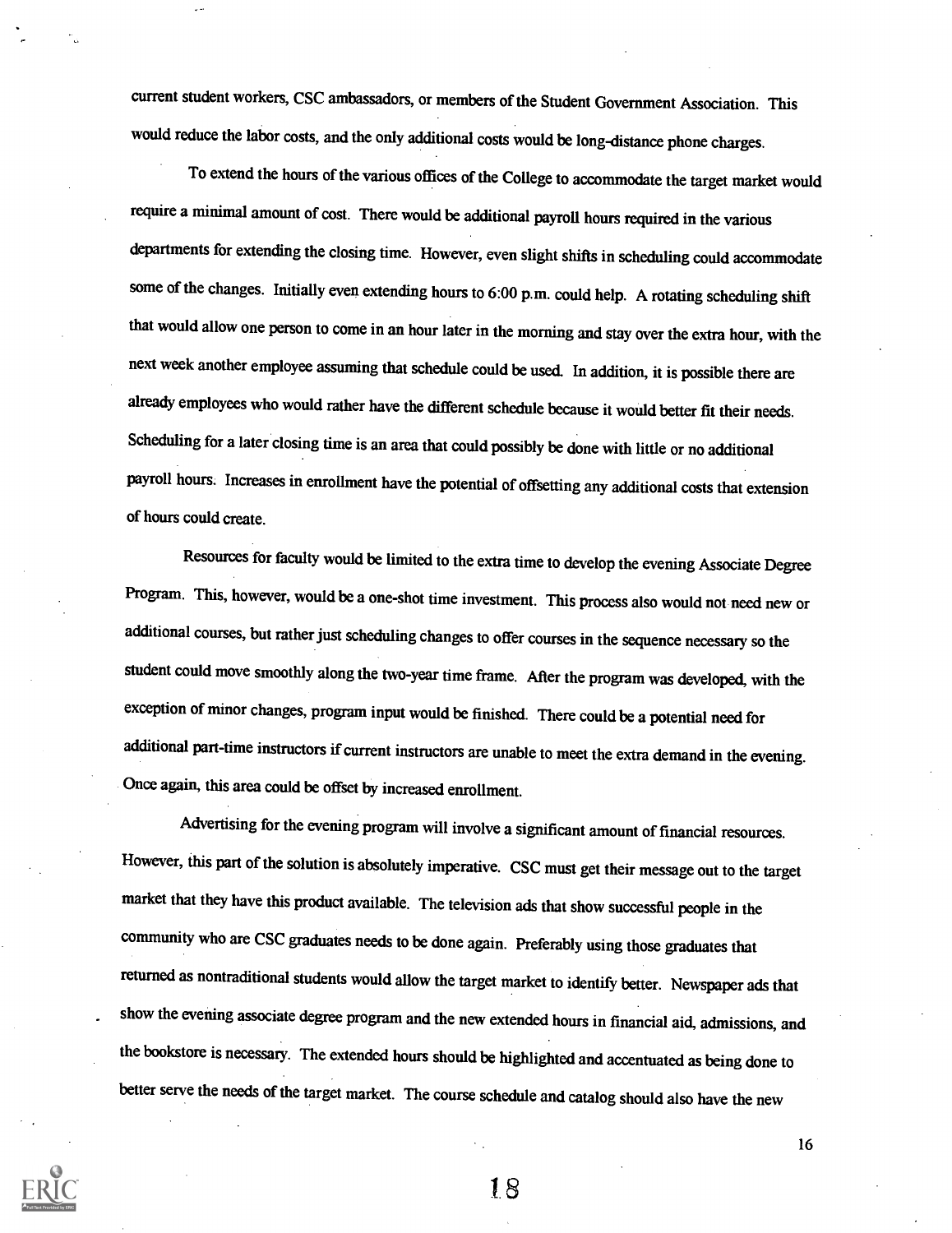current student workers, CSC ambassadors, or members of the Student Government Association. This would reduce the labor costs, and the only additional costs would be long-distance phone charges.

To extend the hours of the various offices of the College to accommodate the target market would require a minimal amount of cost. There would be additional payroll hours required in the various departments for extending the closing time. However, even slight shifts in scheduling could accommodate some of the changes. Initially even extending hours to 6:00 p.m. could help. A rotating scheduling shift that would allow one person to come in an hour later in the morning and stay over the extra hour, with the next week another employee assuming that schedule could be used. In addition, it is possible there are already employees who would rather have the different schedule because it would better fit their needs. Scheduling for a later closing time is an area that could possibly be done with little or no additional payroll hours. Increases in enrollment have the potential of offsetting any additional costs that extension of hours could create.

Resources for faculty would be limited to the extra time to develop the evening Associate Degree Program. This, however, would be a one-shot time investment. This process also would not need new or additional courses, but rather just scheduling changes to offer courses in the sequence necessary so the student could move smoothly along the two-year time frame. After the program was developed, with the exception of minor changes, program input would be finished. There could be a potential need for additional part-time instructors if current instructors are unable to meet the extra demand in the evening. Once again, this area could be offset by increased enrollment.

Advertising for the evening program will involve a significant amount of financial resources. However, this part of the solution is absolutely imperative. CSC must get their message out to the target market that they have this product available. The television ads that show successful people in the community who are CSC graduates needs to be done again. Preferably using those graduates that returned as nontraditional students would allow the target market to identify better. Newspaper ads that show the evening associate degree program and the new extended hours in financial aid, admissions, and the bookstore is necessary. The extended hours should be highlighted and accentuated as being done to better serve the needs of the target market. The course schedule and catalog should also have the new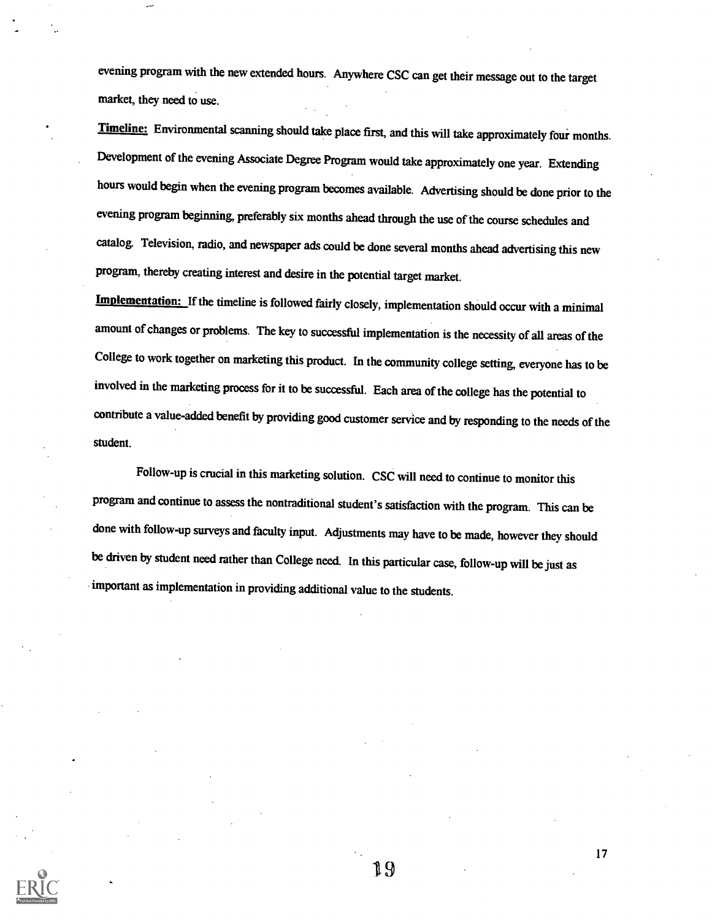evening program with the new extended hours. Anywhere CSC can get their message out to the target market, they need to use.

**Timeline:** Environmental scanning should take place first, and this will take approximately four months. Development of the evening Associate Degree Program would take approximately one year. Extending hours would begin when the evening program becomes available. Advertising should be done prior to the evening program beginning, preferably six months ahead through the use of the course schedules and catalog. Television, radio, and newspaper ads could be done several months ahead advertising this new program, thereby creating interest and desire in the potential target market.

**Implementation:** If the timeline is followed fairly closely, implementation should occur with a minimal amount of changes or problems. The key to successful implementation is the necessity of all areas of the College to work together on marketing this product. In the community college setting, everyone has to be involved in the marketing process for it to be successful. Each area of the college has the potential to contribute a value-added benefit by providing good customer service and by responding to the needs of the student.

Follow-up is crucial in this marketing solution. CSC will need to continue to monitor this program and continue to assess the nontraditional student's satisfaction with the program. This can be done with follow-up surveys and faculty input. Adjustments may have to be made, however they should be driven by student need rather than College need. In this particular case, follow-up will be just as important as implementation in providing additional value to the students.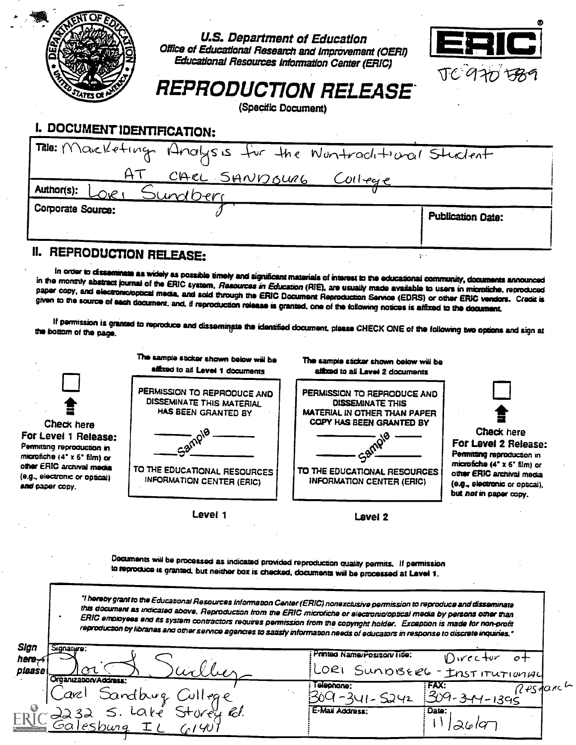U.S. Department of Education
Office of Educational Research and Improvement (OERI)
Educational Resources Information Center (ERIC)

ERIC

JC 970 589

# REPRODUCTION RELEASE

(Specific Document)

## I. DOCUMENT IDENTIFICATION:

| | |
|---|---|
| Title: Marketing Analysis for the Nontraditional Student AT CARL SANDBURG College | |
| Author(s): Lori Sundberg | |
| Corporate Source: | Publication Date: |

## II. REPRODUCTION RELEASE:

In order to disseminate as widely as possible timely and significant materials of interest to the educational community, documents announced in the monthly abstract journal of the ERIC system, *Resources in Education* (RIE), are usually made available to users in microfiche, reproduced paper copy, and electronic/optical media, and sold through the ERIC Document Reproduction Service (EDRS) or other ERIC vendors. Credit is given to the source of each document, and, if reproduction release is granted, one of the following notices is affixed to the document.

If permission is granted to reproduce and disseminate the identified document, please CHECK ONE of the following two options and sign at the bottom of the page.

☐ **Check here For Level 1 Release:** Permitting reproduction in microfiche (4" x 6" film) or other ERIC archival media (e.g., electronic or optical) *and* paper copy.

The sample sticker shown below will be affixed to all Level 1 documents

PERMISSION TO REPRODUCE AND DISSEMINATE THIS MATERIAL HAS BEEN GRANTED BY

Sample

TO THE EDUCATIONAL RESOURCES INFORMATION CENTER (ERIC)

**Level 1**

The sample sticker shown below will be affixed to all Level 2 documents

PERMISSION TO REPRODUCE AND DISSEMINATE THIS MATERIAL IN OTHER THAN PAPER COPY HAS BEEN GRANTED BY

Sample

TO THE EDUCATIONAL RESOURCES INFORMATION CENTER (ERIC)

**Level 2**

☐ **Check here For Level 2 Release:** Permitting reproduction in microfiche (4" x 6" film) or other ERIC archival media (e.g., electronic or optical), but *not* in paper copy.

Documents will be processed as indicated provided reproduction quality permits. If permission to reproduce is granted, but neither box is checked, documents will be processed at Level 1.

*"I hereby grant to the Educational Resources Information Center (ERIC) nonexclusive permission to reproduce and disseminate this document as indicated above. Reproduction from the ERIC microfiche or electronic/optical media by persons other than ERIC employees and its system contractors requires permission from the copyright holder. Exception is made for non-profit reproduction by libraries and other service agencies to satisfy information needs of educators in response to discrete inquiries."*

| Sign here → please | | |
|---|---|---|
| Signature: Lori L. Sundberg | Printed Name/Position/Title: LORI SUNDBERG - Director of Institutional Research | |
| Organization/Address: Carl Sandburg College 2232 S. Lake Storey Rd. Galesburg IL 61401 | Telephone: 309-341-5242 | FAX: 309-344-1395 |
| | E-Mail Address: | Date: 11/26/97 |